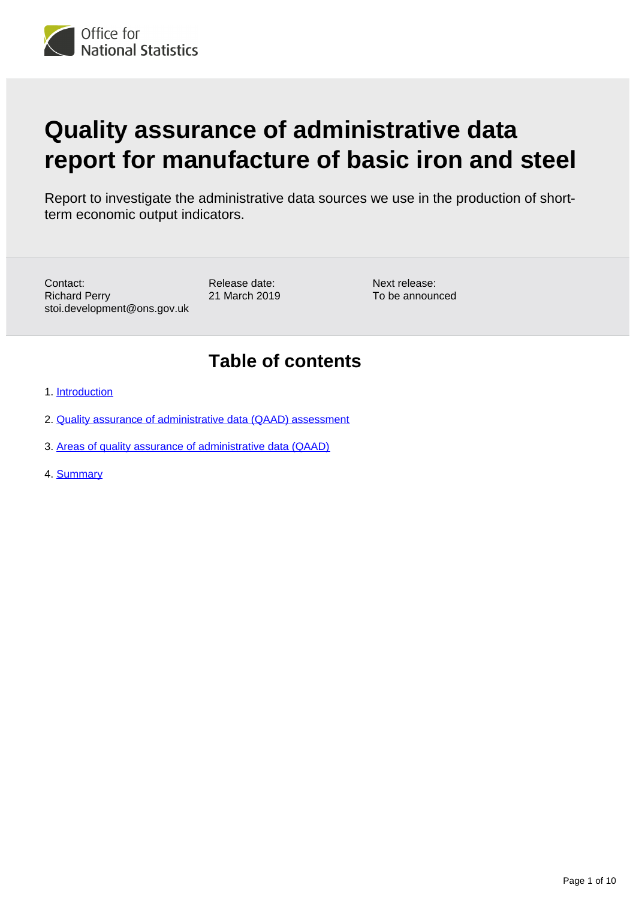Office for National Statistics

# Quality assurance of administrative data report for manufacture of basic iron and steel

Report to investigate the administrative data sources we use in the production of short-term economic output indicators.

Contact:
Richard Perry
stoi.development@ons.gov.uk

Release date:
21 March 2019

Next release:
To be announced

## Table of contents

1. Introduction
2. Quality assurance of administrative data (QAAD) assessment
3. Areas of quality assurance of administrative data (QAAD)
4. Summary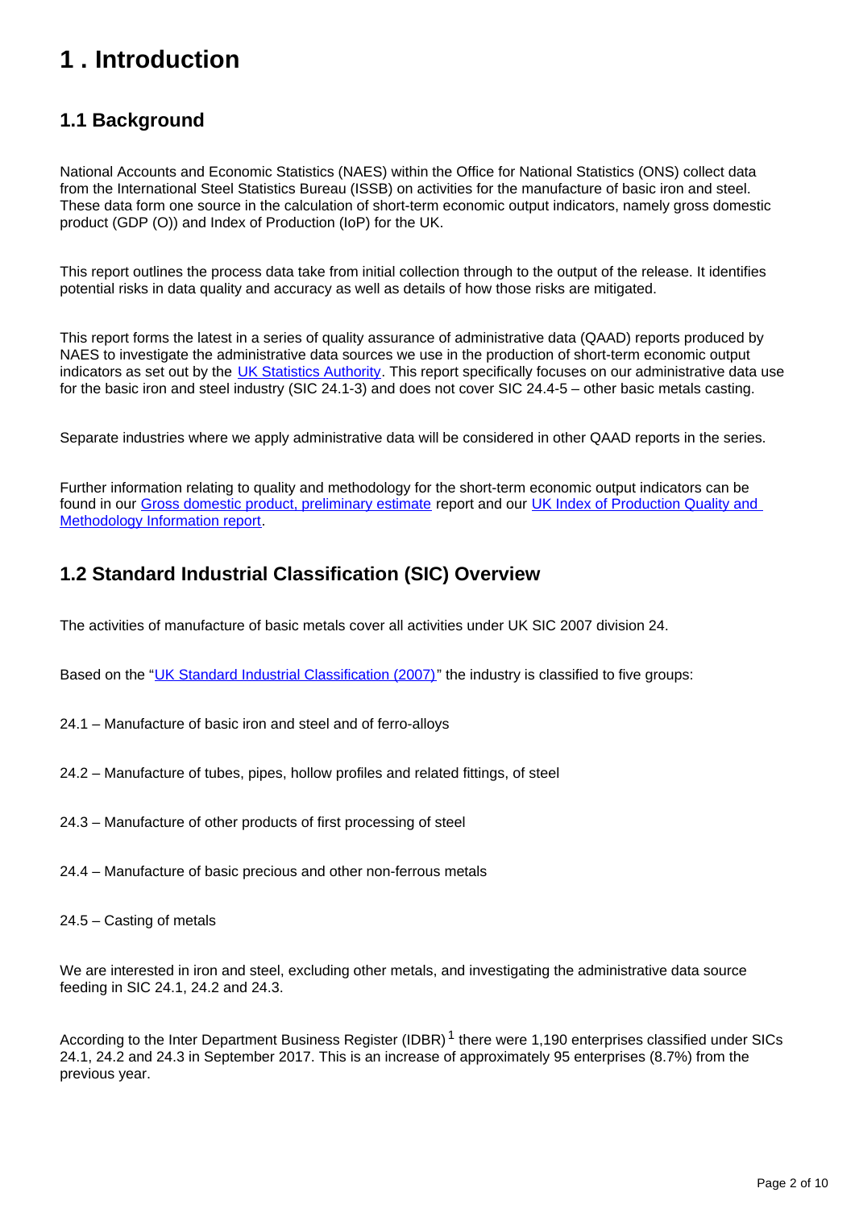# 1 . Introduction

## 1.1 Background

National Accounts and Economic Statistics (NAES) within the Office for National Statistics (ONS) collect data from the International Steel Statistics Bureau (ISSB) on activities for the manufacture of basic iron and steel. These data form one source in the calculation of short-term economic output indicators, namely gross domestic product (GDP (O)) and Index of Production (IoP) for the UK.

This report outlines the process data take from initial collection through to the output of the release. It identifies potential risks in data quality and accuracy as well as details of how those risks are mitigated.

This report forms the latest in a series of quality assurance of administrative data (QAAD) reports produced by NAES to investigate the administrative data sources we use in the production of short-term economic output indicators as set out by the UK Statistics Authority. This report specifically focuses on our administrative data use for the basic iron and steel industry (SIC 24.1-3) and does not cover SIC 24.4-5 – other basic metals casting.

Separate industries where we apply administrative data will be considered in other QAAD reports in the series.

Further information relating to quality and methodology for the short-term economic output indicators can be found in our Gross domestic product, preliminary estimate report and our UK Index of Production Quality and Methodology Information report.

## 1.2 Standard Industrial Classification (SIC) Overview

The activities of manufacture of basic metals cover all activities under UK SIC 2007 division 24.

Based on the "UK Standard Industrial Classification (2007)" the industry is classified to five groups:

24.1 – Manufacture of basic iron and steel and of ferro-alloys

24.2 – Manufacture of tubes, pipes, hollow profiles and related fittings, of steel

24.3 – Manufacture of other products of first processing of steel

24.4 – Manufacture of basic precious and other non-ferrous metals

24.5 – Casting of metals

We are interested in iron and steel, excluding other metals, and investigating the administrative data source feeding in SIC 24.1, 24.2 and 24.3.

According to the Inter Department Business Register (IDBR)[1] there were 1,190 enterprises classified under SICs 24.1, 24.2 and 24.3 in September 2017. This is an increase of approximately 95 enterprises (8.7%) from the previous year.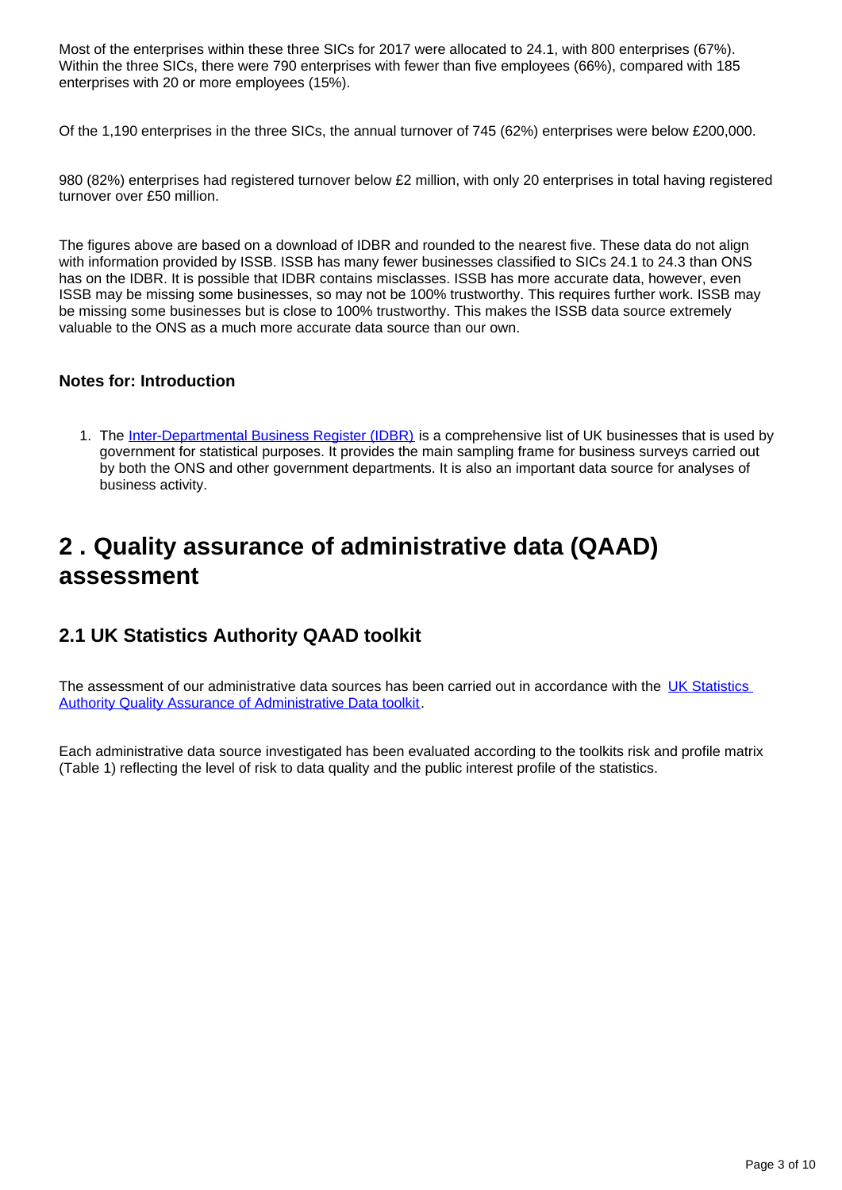Most of the enterprises within these three SICs for 2017 were allocated to 24.1, with 800 enterprises (67%). Within the three SICs, there were 790 enterprises with fewer than five employees (66%), compared with 185 enterprises with 20 or more employees (15%).

Of the 1,190 enterprises in the three SICs, the annual turnover of 745 (62%) enterprises were below £200,000.

980 (82%) enterprises had registered turnover below £2 million, with only 20 enterprises in total having registered turnover over £50 million.

The figures above are based on a download of IDBR and rounded to the nearest five. These data do not align with information provided by ISSB. ISSB has many fewer businesses classified to SICs 24.1 to 24.3 than ONS has on the IDBR. It is possible that IDBR contains misclasses. ISSB has more accurate data, however, even ISSB may be missing some businesses, so may not be 100% trustworthy. This requires further work. ISSB may be missing some businesses but is close to 100% trustworthy. This makes the ISSB data source extremely valuable to the ONS as a much more accurate data source than our own.

#### Notes for: Introduction

1. The Inter-Departmental Business Register (IDBR) is a comprehensive list of UK businesses that is used by government for statistical purposes. It provides the main sampling frame for business surveys carried out by both the ONS and other government departments. It is also an important data source for analyses of business activity.

## 2 . Quality assurance of administrative data (QAAD) assessment

### 2.1 UK Statistics Authority QAAD toolkit

The assessment of our administrative data sources has been carried out in accordance with the UK Statistics Authority Quality Assurance of Administrative Data toolkit.

Each administrative data source investigated has been evaluated according to the toolkits risk and profile matrix (Table 1) reflecting the level of risk to data quality and the public interest profile of the statistics.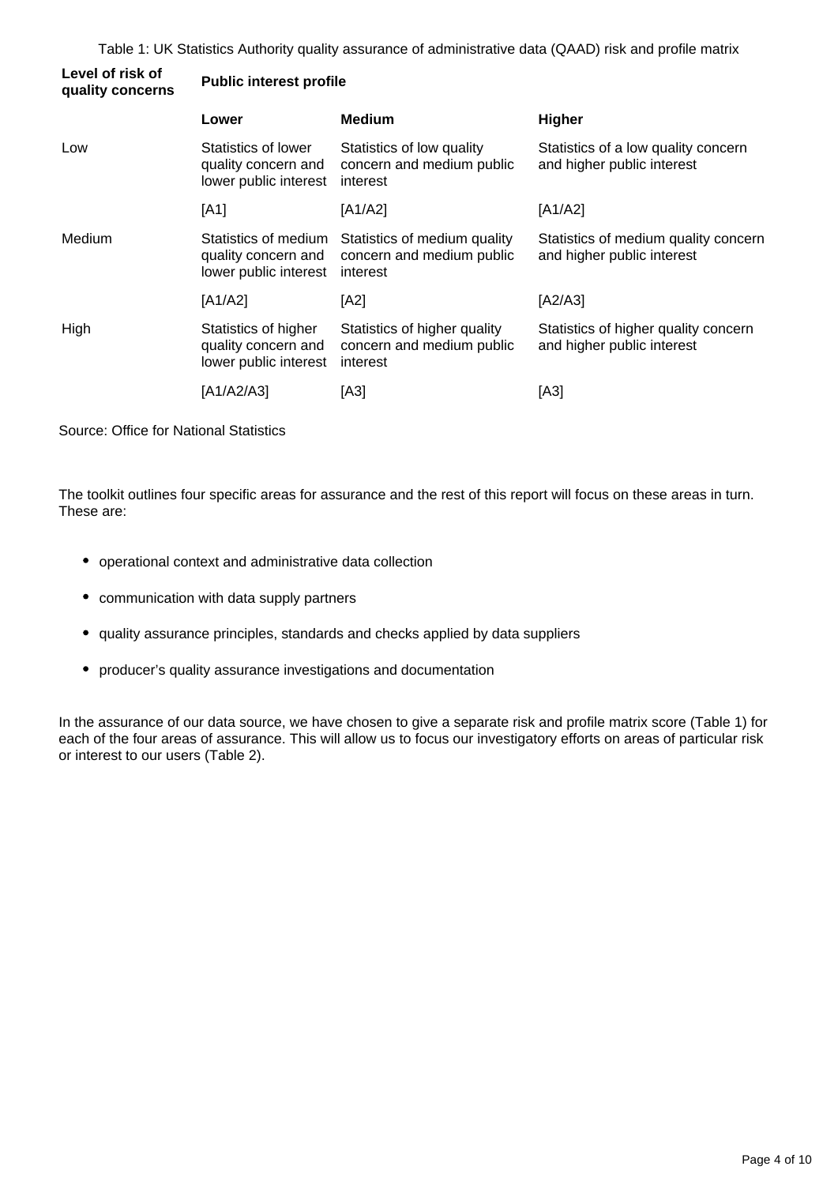Table 1: UK Statistics Authority quality assurance of administrative data (QAAD) risk and profile matrix

| Level of risk of quality concerns | Public interest profile | | |
|---|---|---|---|
| | **Lower** | **Medium** | **Higher** |
| Low | Statistics of lower quality concern and lower public interest | Statistics of low quality concern and medium public interest | Statistics of a low quality concern and higher public interest |
| | [A1] | [A1/A2] | [A1/A2] |
| Medium | Statistics of medium quality concern and lower public interest | Statistics of medium quality concern and medium public interest | Statistics of medium quality concern and higher public interest |
| | [A1/A2] | [A2] | [A2/A3] |
| High | Statistics of higher quality concern and lower public interest | Statistics of higher quality concern and medium public interest | Statistics of higher quality concern and higher public interest |
| | [A1/A2/A3] | [A3] | [A3] |

Source: Office for National Statistics

The toolkit outlines four specific areas for assurance and the rest of this report will focus on these areas in turn. These are:

- operational context and administrative data collection
- communication with data supply partners
- quality assurance principles, standards and checks applied by data suppliers
- producer's quality assurance investigations and documentation

In the assurance of our data source, we have chosen to give a separate risk and profile matrix score (Table 1) for each of the four areas of assurance. This will allow us to focus our investigatory efforts on areas of particular risk or interest to our users (Table 2).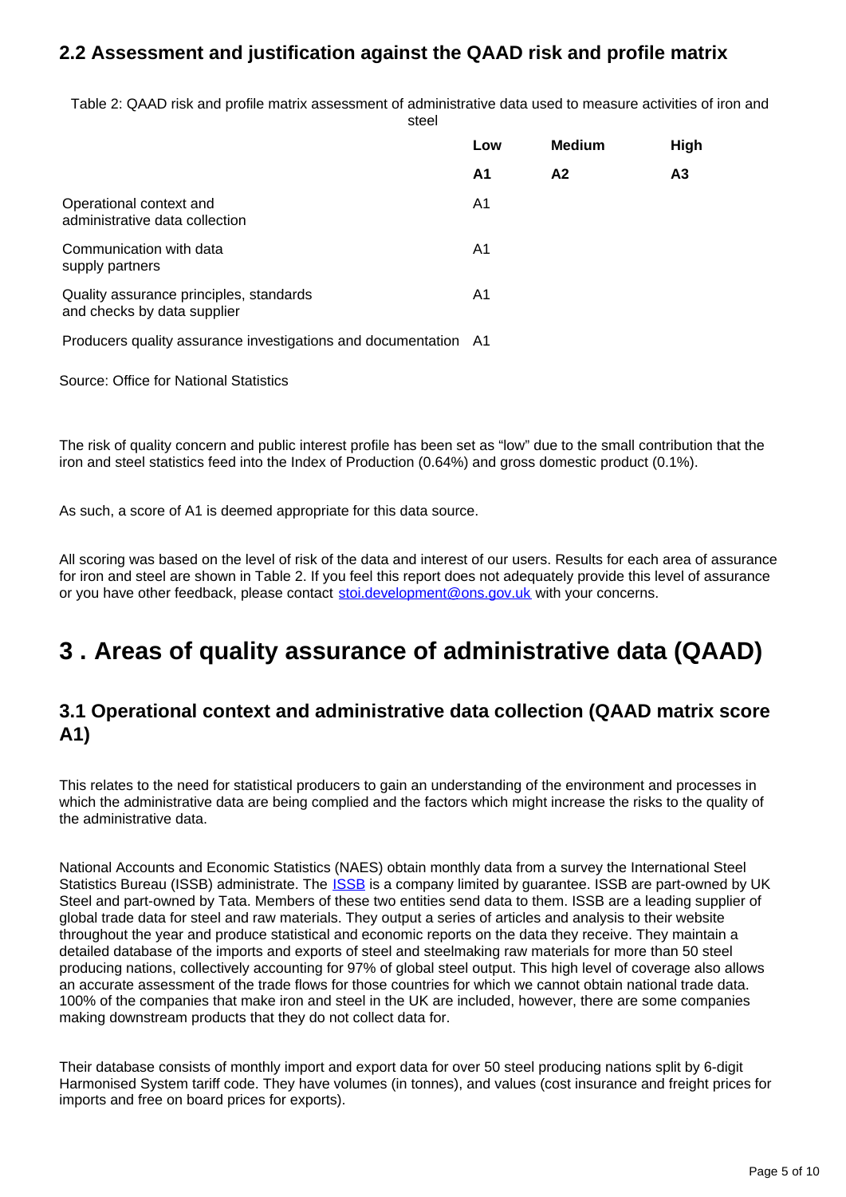### 2.2 Assessment and justification against the QAAD risk and profile matrix

Table 2: QAAD risk and profile matrix assessment of administrative data used to measure activities of iron and steel

| | Low | Medium | High |
|---|---|---|---|
| | A1 | A2 | A3 |
| Operational context and administrative data collection | A1 | | |
| Communication with data supply partners | A1 | | |
| Quality assurance principles, standards and checks by data supplier | A1 | | |
| Producers quality assurance investigations and documentation | A1 | | |

Source: Office for National Statistics

The risk of quality concern and public interest profile has been set as "low" due to the small contribution that the iron and steel statistics feed into the Index of Production (0.64%) and gross domestic product (0.1%).

As such, a score of A1 is deemed appropriate for this data source.

All scoring was based on the level of risk of the data and interest of our users. Results for each area of assurance for iron and steel are shown in Table 2. If you feel this report does not adequately provide this level of assurance or you have other feedback, please contact [stoi.development@ons.gov.uk](mailto:stoi.development@ons.gov.uk) with your concerns.

## 3 . Areas of quality assurance of administrative data (QAAD)

### 3.1 Operational context and administrative data collection (QAAD matrix score A1)

This relates to the need for statistical producers to gain an understanding of the environment and processes in which the administrative data are being complied and the factors which might increase the risks to the quality of the administrative data.

National Accounts and Economic Statistics (NAES) obtain monthly data from a survey the International Steel Statistics Bureau (ISSB) administrate. The [ISSB](#) is a company limited by guarantee. ISSB are part-owned by UK Steel and part-owned by Tata. Members of these two entities send data to them. ISSB are a leading supplier of global trade data for steel and raw materials. They output a series of articles and analysis to their website throughout the year and produce statistical and economic reports on the data they receive. They maintain a detailed database of the imports and exports of steel and steelmaking raw materials for more than 50 steel producing nations, collectively accounting for 97% of global steel output. This high level of coverage also allows an accurate assessment of the trade flows for those countries for which we cannot obtain national trade data. 100% of the companies that make iron and steel in the UK are included, however, there are some companies making downstream products that they do not collect data for.

Their database consists of monthly import and export data for over 50 steel producing nations split by 6-digit Harmonised System tariff code. They have volumes (in tonnes), and values (cost insurance and freight prices for imports and free on board prices for exports).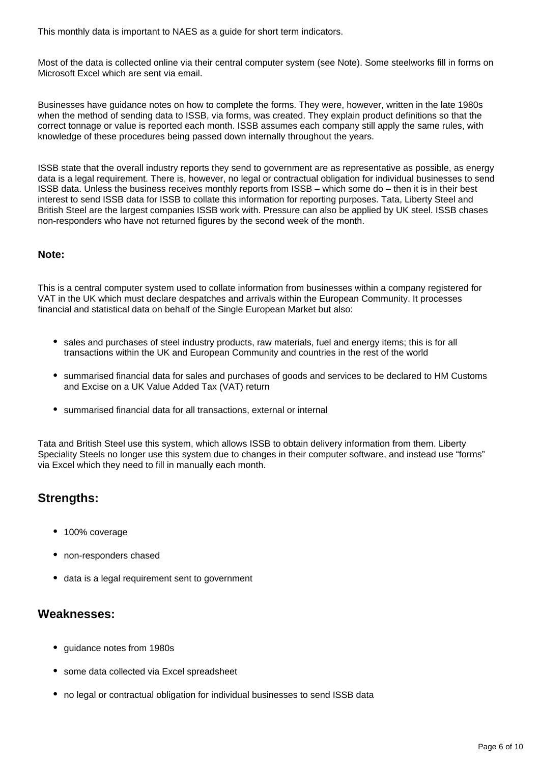This monthly data is important to NAES as a guide for short term indicators.

Most of the data is collected online via their central computer system (see Note). Some steelworks fill in forms on Microsoft Excel which are sent via email.

Businesses have guidance notes on how to complete the forms. They were, however, written in the late 1980s when the method of sending data to ISSB, via forms, was created. They explain product definitions so that the correct tonnage or value is reported each month. ISSB assumes each company still apply the same rules, with knowledge of these procedures being passed down internally throughout the years.

ISSB state that the overall industry reports they send to government are as representative as possible, as energy data is a legal requirement. There is, however, no legal or contractual obligation for individual businesses to send ISSB data. Unless the business receives monthly reports from ISSB – which some do – then it is in their best interest to send ISSB data for ISSB to collate this information for reporting purposes. Tata, Liberty Steel and British Steel are the largest companies ISSB work with. Pressure can also be applied by UK steel. ISSB chases non-responders who have not returned figures by the second week of the month.

**Note:**

This is a central computer system used to collate information from businesses within a company registered for VAT in the UK which must declare despatches and arrivals within the European Community. It processes financial and statistical data on behalf of the Single European Market but also:

- sales and purchases of steel industry products, raw materials, fuel and energy items; this is for all transactions within the UK and European Community and countries in the rest of the world
- summarised financial data for sales and purchases of goods and services to be declared to HM Customs and Excise on a UK Value Added Tax (VAT) return
- summarised financial data for all transactions, external or internal

Tata and British Steel use this system, which allows ISSB to obtain delivery information from them. Liberty Speciality Steels no longer use this system due to changes in their computer software, and instead use “forms” via Excel which they need to fill in manually each month.

## Strengths:

- 100% coverage
- non-responders chased
- data is a legal requirement sent to government

## Weaknesses:

- guidance notes from 1980s
- some data collected via Excel spreadsheet
- no legal or contractual obligation for individual businesses to send ISSB data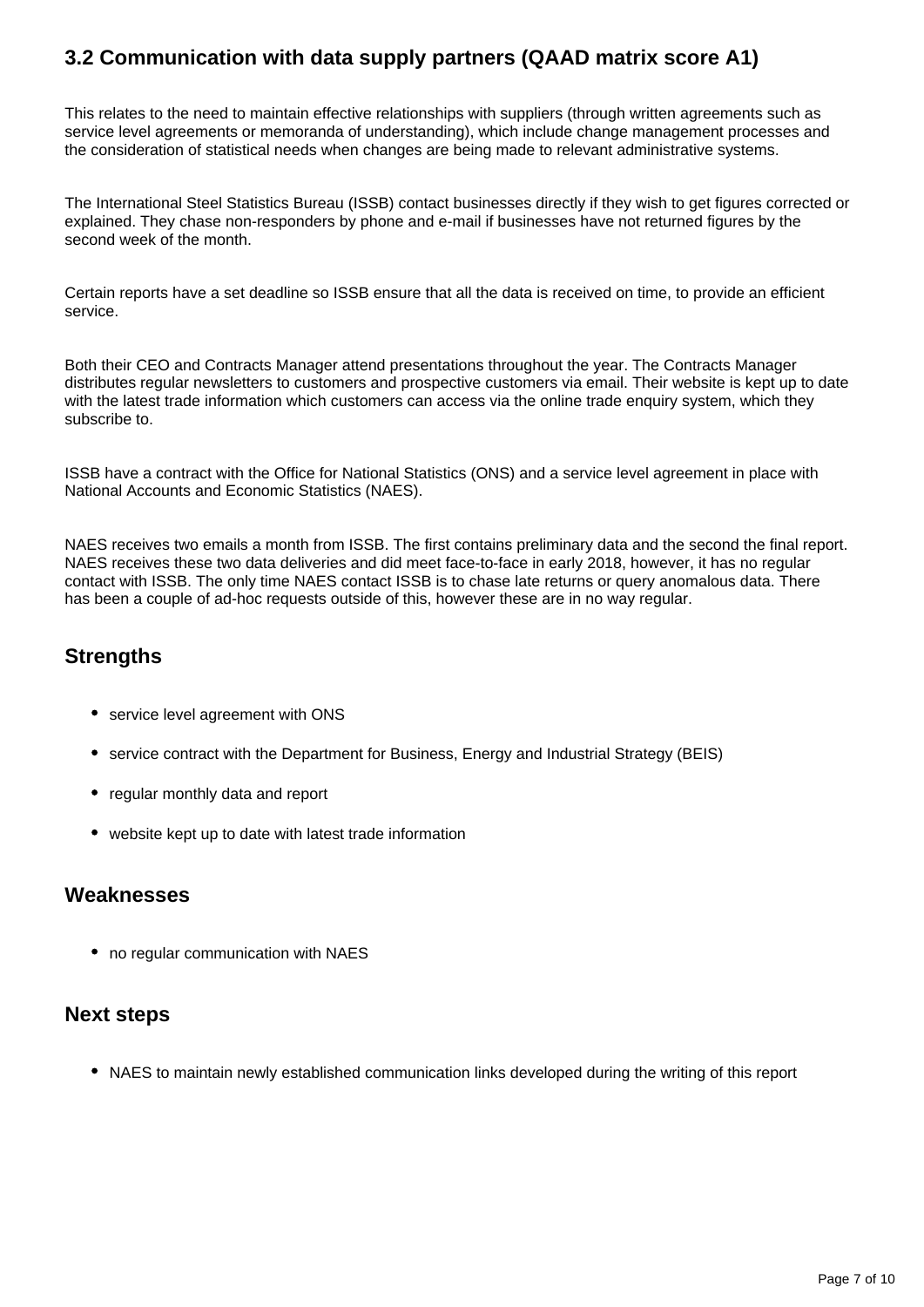## 3.2 Communication with data supply partners (QAAD matrix score A1)

This relates to the need to maintain effective relationships with suppliers (through written agreements such as service level agreements or memoranda of understanding), which include change management processes and the consideration of statistical needs when changes are being made to relevant administrative systems.

The International Steel Statistics Bureau (ISSB) contact businesses directly if they wish to get figures corrected or explained. They chase non-responders by phone and e-mail if businesses have not returned figures by the second week of the month.

Certain reports have a set deadline so ISSB ensure that all the data is received on time, to provide an efficient service.

Both their CEO and Contracts Manager attend presentations throughout the year. The Contracts Manager distributes regular newsletters to customers and prospective customers via email. Their website is kept up to date with the latest trade information which customers can access via the online trade enquiry system, which they subscribe to.

ISSB have a contract with the Office for National Statistics (ONS) and a service level agreement in place with National Accounts and Economic Statistics (NAES).

NAES receives two emails a month from ISSB. The first contains preliminary data and the second the final report. NAES receives these two data deliveries and did meet face-to-face in early 2018, however, it has no regular contact with ISSB. The only time NAES contact ISSB is to chase late returns or query anomalous data. There has been a couple of ad-hoc requests outside of this, however these are in no way regular.

### Strengths

- service level agreement with ONS
- service contract with the Department for Business, Energy and Industrial Strategy (BEIS)
- regular monthly data and report
- website kept up to date with latest trade information

### Weaknesses

- no regular communication with NAES

### Next steps

- NAES to maintain newly established communication links developed during the writing of this report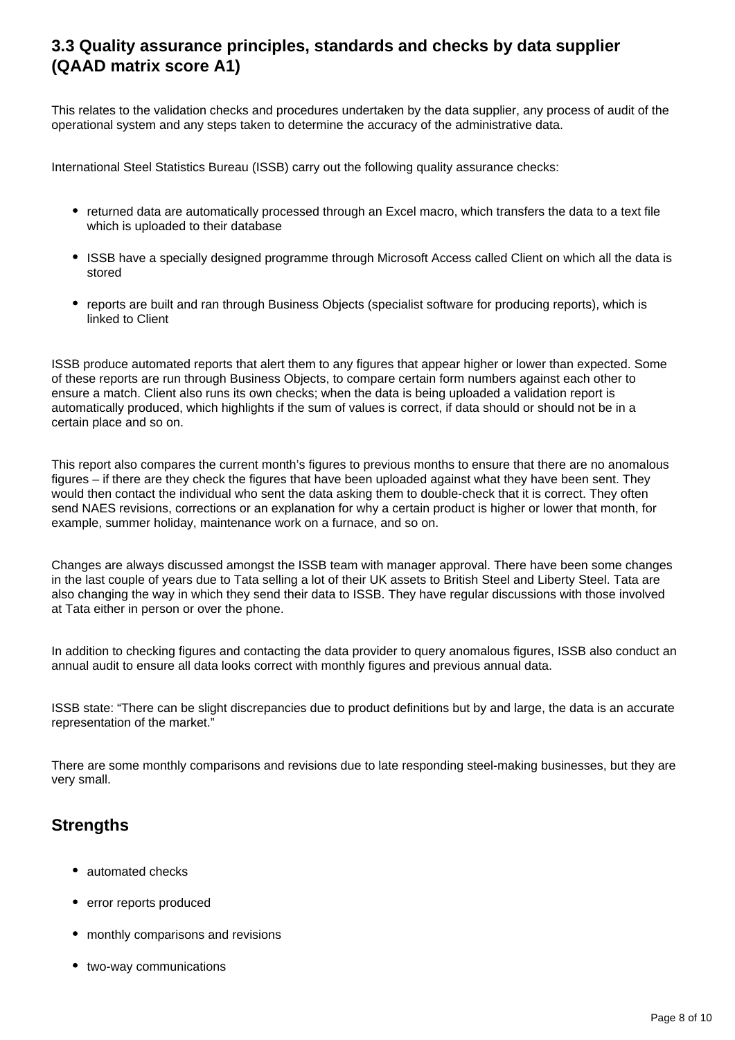## 3.3 Quality assurance principles, standards and checks by data supplier (QAAD matrix score A1)

This relates to the validation checks and procedures undertaken by the data supplier, any process of audit of the operational system and any steps taken to determine the accuracy of the administrative data.

International Steel Statistics Bureau (ISSB) carry out the following quality assurance checks:

- returned data are automatically processed through an Excel macro, which transfers the data to a text file which is uploaded to their database
- ISSB have a specially designed programme through Microsoft Access called Client on which all the data is stored
- reports are built and ran through Business Objects (specialist software for producing reports), which is linked to Client

ISSB produce automated reports that alert them to any figures that appear higher or lower than expected. Some of these reports are run through Business Objects, to compare certain form numbers against each other to ensure a match. Client also runs its own checks; when the data is being uploaded a validation report is automatically produced, which highlights if the sum of values is correct, if data should or should not be in a certain place and so on.

This report also compares the current month's figures to previous months to ensure that there are no anomalous figures – if there are they check the figures that have been uploaded against what they have been sent. They would then contact the individual who sent the data asking them to double-check that it is correct. They often send NAES revisions, corrections or an explanation for why a certain product is higher or lower that month, for example, summer holiday, maintenance work on a furnace, and so on.

Changes are always discussed amongst the ISSB team with manager approval. There have been some changes in the last couple of years due to Tata selling a lot of their UK assets to British Steel and Liberty Steel. Tata are also changing the way in which they send their data to ISSB. They have regular discussions with those involved at Tata either in person or over the phone.

In addition to checking figures and contacting the data provider to query anomalous figures, ISSB also conduct an annual audit to ensure all data looks correct with monthly figures and previous annual data.

ISSB state: "There can be slight discrepancies due to product definitions but by and large, the data is an accurate representation of the market."

There are some monthly comparisons and revisions due to late responding steel-making businesses, but they are very small.

### Strengths

- automated checks
- error reports produced
- monthly comparisons and revisions
- two-way communications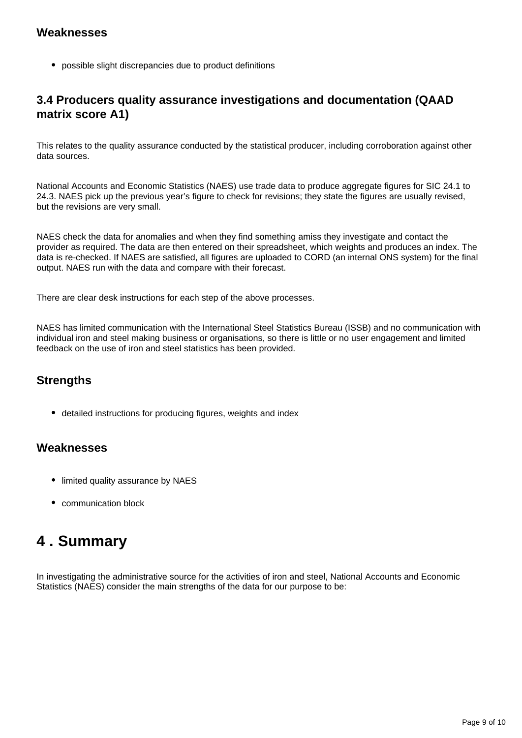### Weaknesses

- possible slight discrepancies due to product definitions

### 3.4 Producers quality assurance investigations and documentation (QAAD matrix score A1)

This relates to the quality assurance conducted by the statistical producer, including corroboration against other data sources.

National Accounts and Economic Statistics (NAES) use trade data to produce aggregate figures for SIC 24.1 to 24.3. NAES pick up the previous year's figure to check for revisions; they state the figures are usually revised, but the revisions are very small.

NAES check the data for anomalies and when they find something amiss they investigate and contact the provider as required. The data are then entered on their spreadsheet, which weights and produces an index. The data is re-checked. If NAES are satisfied, all figures are uploaded to CORD (an internal ONS system) for the final output. NAES run with the data and compare with their forecast.

There are clear desk instructions for each step of the above processes.

NAES has limited communication with the International Steel Statistics Bureau (ISSB) and no communication with individual iron and steel making business or organisations, so there is little or no user engagement and limited feedback on the use of iron and steel statistics has been provided.

### Strengths

- detailed instructions for producing figures, weights and index

### Weaknesses

- limited quality assurance by NAES
- communication block

## 4 . Summary

In investigating the administrative source for the activities of iron and steel, National Accounts and Economic Statistics (NAES) consider the main strengths of the data for our purpose to be: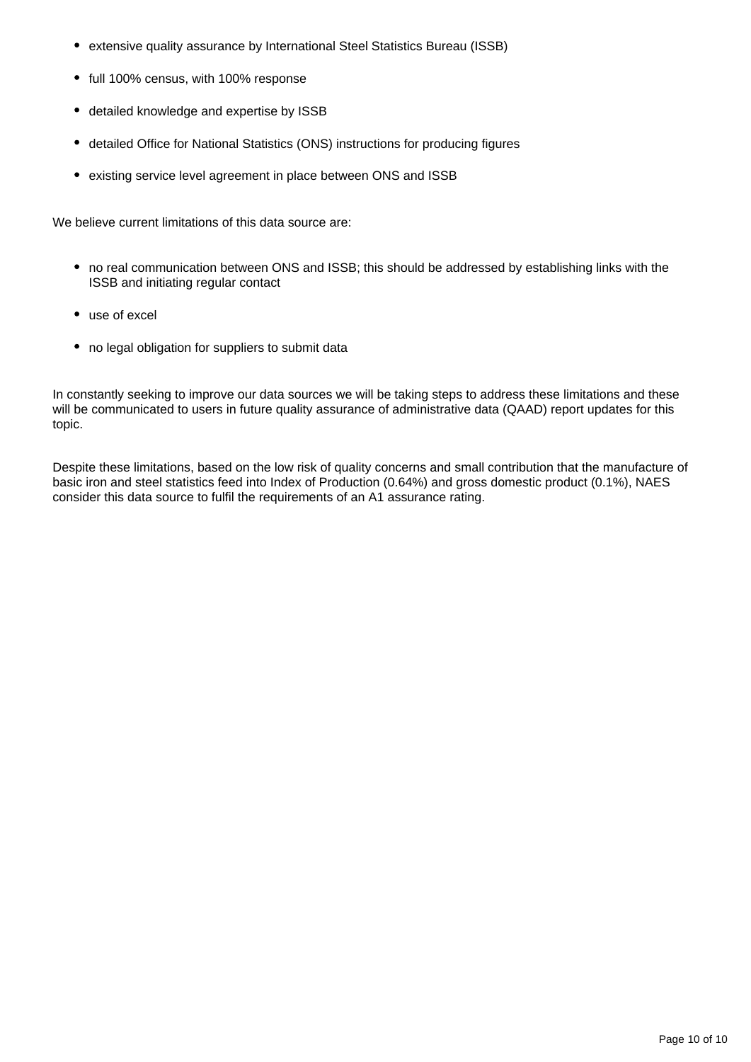- extensive quality assurance by International Steel Statistics Bureau (ISSB)
- full 100% census, with 100% response
- detailed knowledge and expertise by ISSB
- detailed Office for National Statistics (ONS) instructions for producing figures
- existing service level agreement in place between ONS and ISSB

We believe current limitations of this data source are:

- no real communication between ONS and ISSB; this should be addressed by establishing links with the ISSB and initiating regular contact
- use of excel
- no legal obligation for suppliers to submit data

In constantly seeking to improve our data sources we will be taking steps to address these limitations and these will be communicated to users in future quality assurance of administrative data (QAAD) report updates for this topic.

Despite these limitations, based on the low risk of quality concerns and small contribution that the manufacture of basic iron and steel statistics feed into Index of Production (0.64%) and gross domestic product (0.1%), NAES consider this data source to fulfil the requirements of an A1 assurance rating.